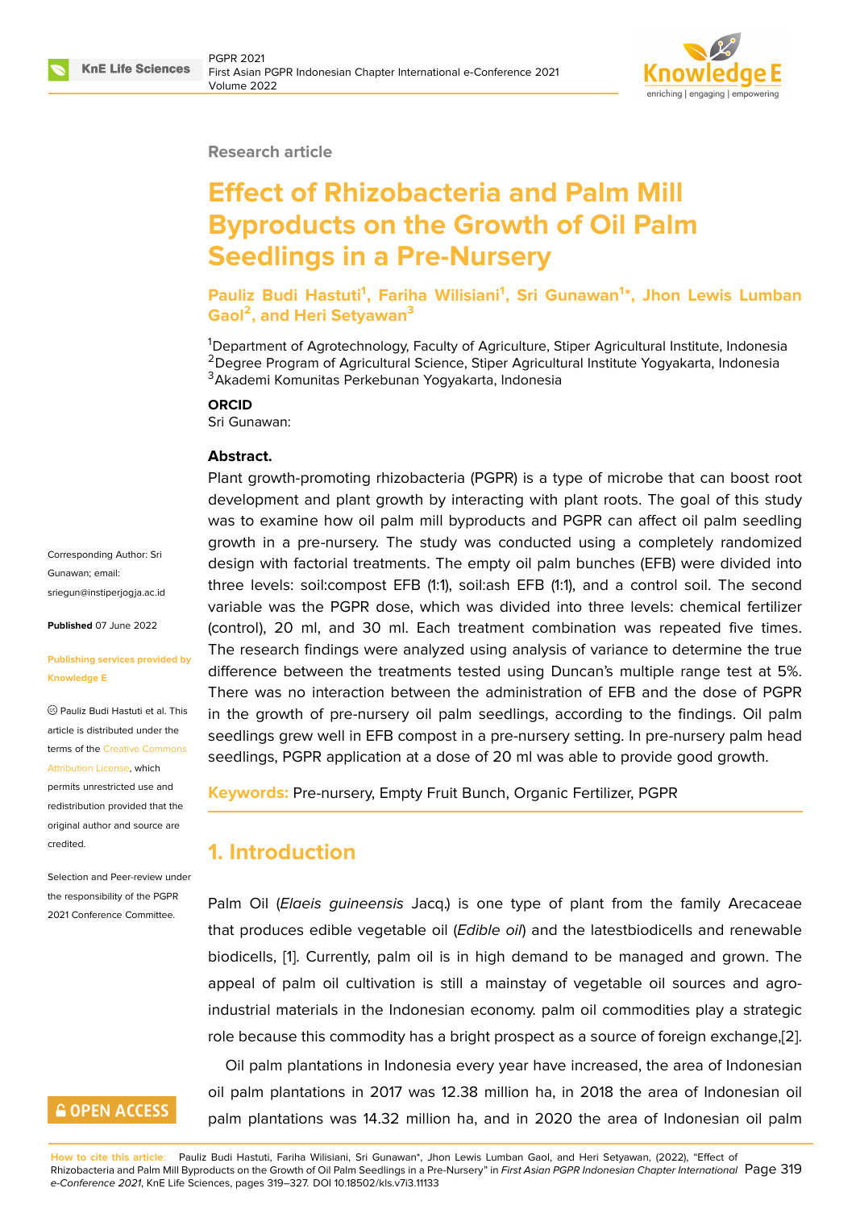Research article

# Effect of Rhizobacteria and Palm Mill Byproducts on the Growth of Oil Palm Seedlings in a Pre-Nursery

**Pauliz Budi Hastuti[1], Fariha Wilisiani[1], Sri Gunawan[1]*, Jhon Lewis Lumban Gaol[2], and Heri Setyawan[3]**

[1]Department of Agrotechnology, Faculty of Agriculture, Stiper Agricultural Institute, Indonesia
[2]Degree Program of Agricultural Science, Stiper Agricultural Institute Yogyakarta, Indonesia
[3]Akademi Komunitas Perkebunan Yogyakarta, Indonesia

**ORCID**
Sri Gunawan:

Corresponding Author: Sri Gunawan; email: sriegun@instiperjogja.ac.id

**Published** 07 June 2022

**Publishing services provided by Knowledge E**

© Pauliz Budi Hastuti et al. This article is distributed under the terms of the Creative Commons Attribution License, which permits unrestricted use and redistribution provided that the original author and source are credited.

Selection and Peer-review under the responsibility of the PGPR 2021 Conference Committee.

**Abstract.**
Plant growth-promoting rhizobacteria (PGPR) is a type of microbe that can boost root development and plant growth by interacting with plant roots. The goal of this study was to examine how oil palm mill byproducts and PGPR can affect oil palm seedling growth in a pre-nursery. The study was conducted using a completely randomized design with factorial treatments. The empty oil palm bunches (EFB) were divided into three levels: soil:compost EFB (1:1), soil:ash EFB (1:1), and a control soil. The second variable was the PGPR dose, which was divided into three levels: chemical fertilizer (control), 20 ml, and 30 ml. Each treatment combination was repeated five times. The research findings were analyzed using analysis of variance to determine the true difference between the treatments tested using Duncan's multiple range test at 5%. There was no interaction between the administration of EFB and the dose of PGPR in the growth of pre-nursery oil palm seedlings, according to the findings. Oil palm seedlings grew well in EFB compost in a pre-nursery setting. In pre-nursery palm head seedlings, PGPR application at a dose of 20 ml was able to provide good growth.

**Keywords:** Pre-nursery, Empty Fruit Bunch, Organic Fertilizer, PGPR

## 1. Introduction

Palm Oil (*Elaeis guineensis* Jacq.) is one type of plant from the family Arecaceae that produces edible vegetable oil (*Edible oil*) and the latestbiodicells and renewable biodicells, [1]. Currently, palm oil is in high demand to be managed and grown. The appeal of palm oil cultivation is still a mainstay of vegetable oil sources and agro-industrial materials in the Indonesian economy. palm oil commodities play a strategic role because this commodity has a bright prospect as a source of foreign exchange,[2].

Oil palm plantations in Indonesia every year have increased, the area of Indonesian oil palm plantations in 2017 was 12.38 million ha, in 2018 the area of Indonesian oil palm plantations was 14.32 million ha, and in 2020 the area of Indonesian oil palm

**How to cite this article**: Pauliz Budi Hastuti, Fariha Wilisiani, Sri Gunawan*, Jhon Lewis Lumban Gaol, and Heri Setyawan, (2022), "Effect of Rhizobacteria and Palm Mill Byproducts on the Growth of Oil Palm Seedlings in a Pre-Nursery" in *First Asian PGPR Indonesian Chapter International e-Conference 2021*, KnE Life Sciences, pages 319–327. DOI 10.18502/kls.v7i3.11133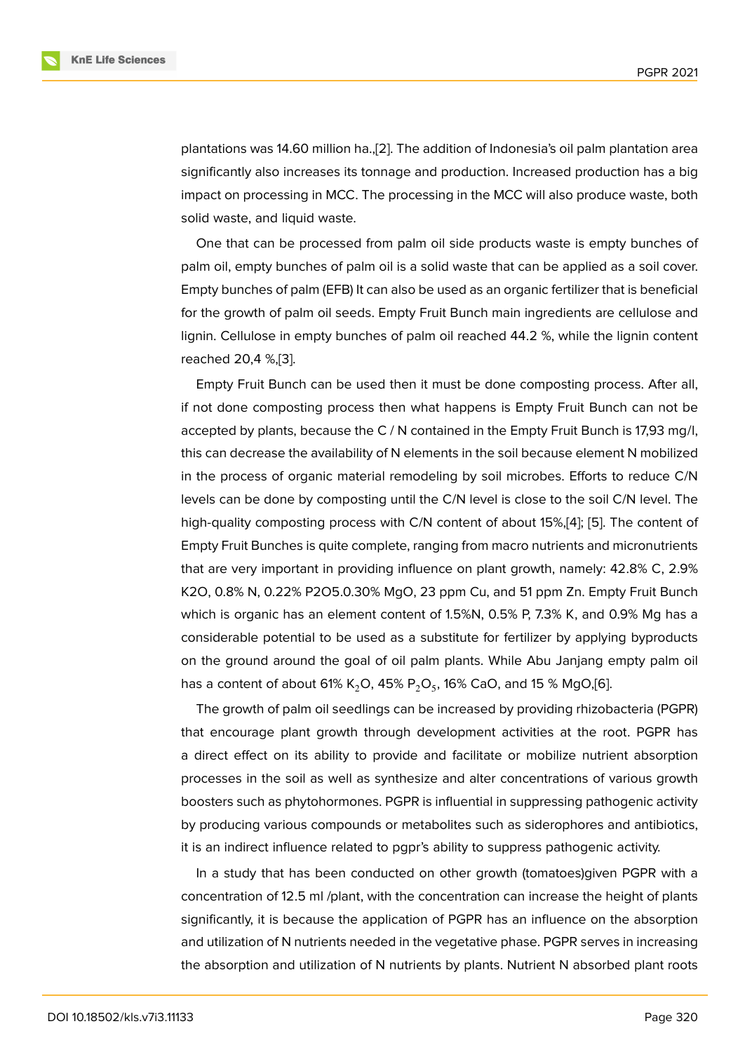plantations was 14.60 million ha.,[2]. The addition of Indonesia's oil palm plantation area significantly also increases its tonnage and production. Increased production has a big impact on processing in MCC. The processing in the MCC will also produce waste, both solid waste, and liquid waste.

One that can be processed from palm oil side products waste is empty bunches of palm oil, empty bunches of palm oil is a solid waste that can be applied as a soil cover. Empty bunches of palm (EFB) It can also be used as an organic fertilizer that is beneficial for the growth of palm oil seeds. Empty Fruit Bunch main ingredients are cellulose and lignin. Cellulose in empty bunches of palm oil reached 44.2 %, while the lignin content reached 20,4 %,[3].

Empty Fruit Bunch can be used then it must be done composting process. After all, if not done composting process then what happens is Empty Fruit Bunch can not be accepted by plants, because the C / N contained in the Empty Fruit Bunch is 17,93 mg/l, this can decrease the availability of N elements in the soil because element N mobilized in the process of organic material remodeling by soil microbes. Efforts to reduce C/N levels can be done by composting until the C/N level is close to the soil C/N level. The high-quality composting process with C/N content of about 15%,[4]; [5]. The content of Empty Fruit Bunches is quite complete, ranging from macro nutrients and micronutrients that are very important in providing influence on plant growth, namely: 42.8% C, 2.9% K2O, 0.8% N, 0.22% P2O5.0.30% MgO, 23 ppm Cu, and 51 ppm Zn. Empty Fruit Bunch which is organic has an element content of 1.5%N, 0.5% P, 7.3% K, and 0.9% Mg has a considerable potential to be used as a substitute for fertilizer by applying byproducts on the ground around the goal of oil palm plants. While Abu Janjang empty palm oil has a content of about 61% $K_2O$, 45% $P_2O_5$, 16% CaO, and 15 % MgO,[6].

The growth of palm oil seedlings can be increased by providing rhizobacteria (PGPR) that encourage plant growth through development activities at the root. PGPR has a direct effect on its ability to provide and facilitate or mobilize nutrient absorption processes in the soil as well as synthesize and alter concentrations of various growth boosters such as phytohormones. PGPR is influential in suppressing pathogenic activity by producing various compounds or metabolites such as siderophores and antibiotics, it is an indirect influence related to pgpr's ability to suppress pathogenic activity.

In a study that has been conducted on other growth (tomatoes)given PGPR with a concentration of 12.5 ml /plant, with the concentration can increase the height of plants significantly, it is because the application of PGPR has an influence on the absorption and utilization of N nutrients needed in the vegetative phase. PGPR serves in increasing the absorption and utilization of N nutrients by plants. Nutrient N absorbed plant roots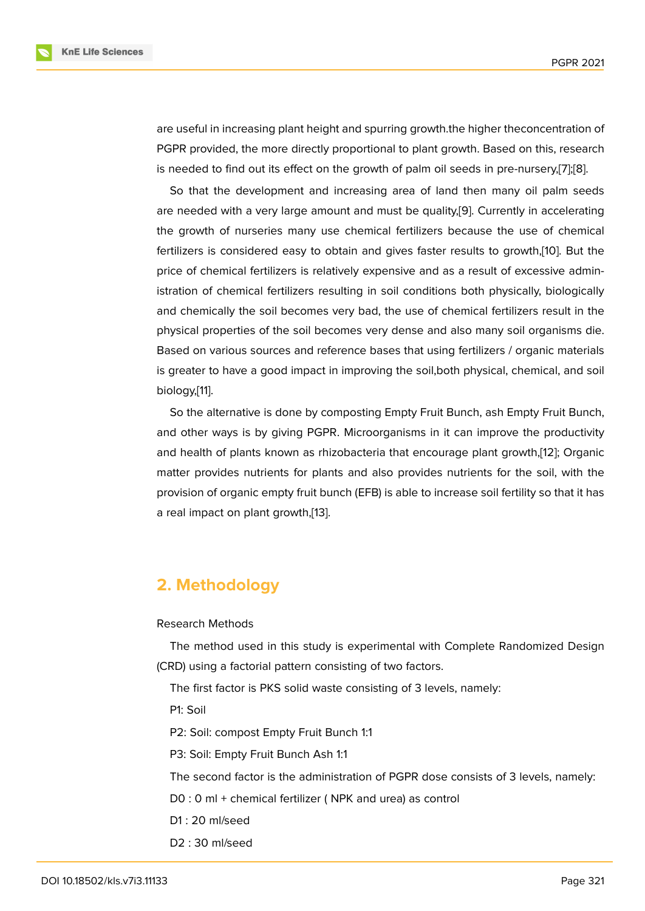are useful in increasing plant height and spurring growth.the higher theconcentration of PGPR provided, the more directly proportional to plant growth. Based on this, research is needed to find out its effect on the growth of palm oil seeds in pre-nursery,[7];[8].

So that the development and increasing area of land then many oil palm seeds are needed with a very large amount and must be quality,[9]. Currently in accelerating the growth of nurseries many use chemical fertilizers because the use of chemical fertilizers is considered easy to obtain and gives faster results to growth,[10]. But the price of chemical fertilizers is relatively expensive and as a result of excessive administration of chemical fertilizers resulting in soil conditions both physically, biologically and chemically the soil becomes very bad, the use of chemical fertilizers result in the physical properties of the soil becomes very dense and also many soil organisms die. Based on various sources and reference bases that using fertilizers / organic materials is greater to have a good impact in improving the soil,both physical, chemical, and soil biology,[11].

So the alternative is done by composting Empty Fruit Bunch, ash Empty Fruit Bunch, and other ways is by giving PGPR. Microorganisms in it can improve the productivity and health of plants known as rhizobacteria that encourage plant growth,[12]; Organic matter provides nutrients for plants and also provides nutrients for the soil, with the provision of organic empty fruit bunch (EFB) is able to increase soil fertility so that it has a real impact on plant growth,[13].

## 2. Methodology

Research Methods

The method used in this study is experimental with Complete Randomized Design (CRD) using a factorial pattern consisting of two factors.

The first factor is PKS solid waste consisting of 3 levels, namely:

P1: Soil

P2: Soil: compost Empty Fruit Bunch 1:1

P3: Soil: Empty Fruit Bunch Ash 1:1

The second factor is the administration of PGPR dose consists of 3 levels, namely:

D0 : 0 ml + chemical fertilizer ( NPK and urea) as control

D1 : 20 ml/seed

D2 : 30 ml/seed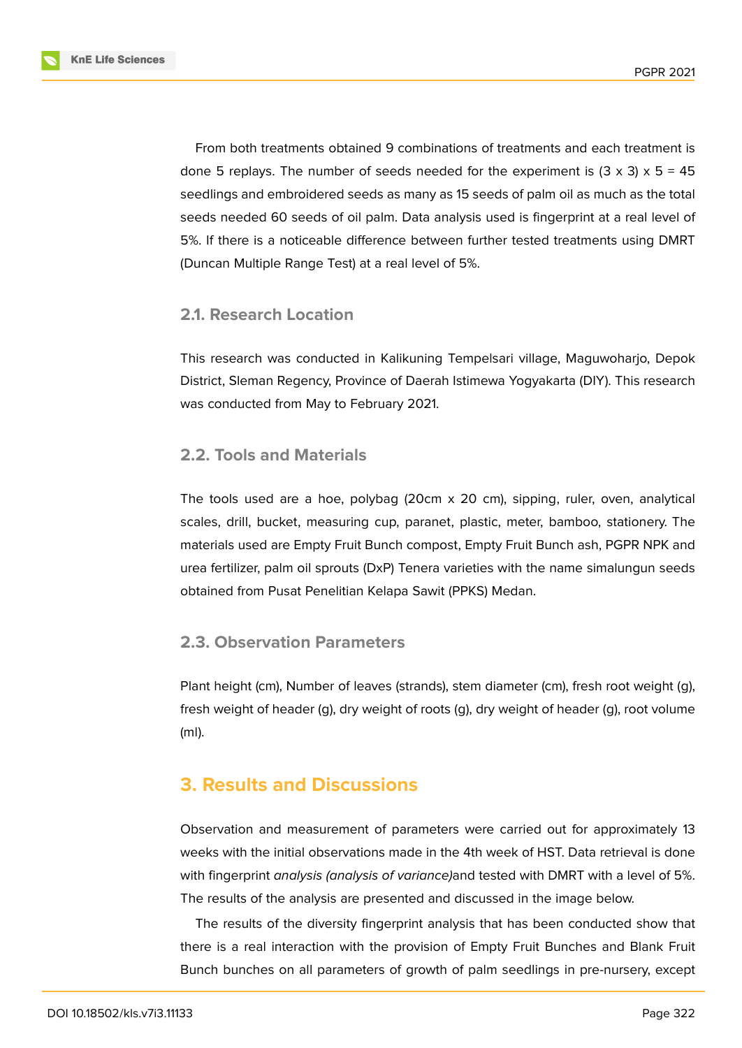From both treatments obtained 9 combinations of treatments and each treatment is done 5 replays. The number of seeds needed for the experiment is (3 x 3) x 5 = 45 seedlings and embroidered seeds as many as 15 seeds of palm oil as much as the total seeds needed 60 seeds of oil palm. Data analysis used is fingerprint at a real level of 5%. If there is a noticeable difference between further tested treatments using DMRT (Duncan Multiple Range Test) at a real level of 5%.

## 2.1. Research Location

This research was conducted in Kalikuning Tempelsari village, Maguwoharjo, Depok District, Sleman Regency, Province of Daerah Istimewa Yogyakarta (DIY). This research was conducted from May to February 2021.

## 2.2. Tools and Materials

The tools used are a hoe, polybag (20cm x 20 cm), sipping, ruler, oven, analytical scales, drill, bucket, measuring cup, paranet, plastic, meter, bamboo, stationery. The materials used are Empty Fruit Bunch compost, Empty Fruit Bunch ash, PGPR NPK and urea fertilizer, palm oil sprouts (DxP) Tenera varieties with the name simalungun seeds obtained from Pusat Penelitian Kelapa Sawit (PPKS) Medan.

## 2.3. Observation Parameters

Plant height (cm), Number of leaves (strands), stem diameter (cm), fresh root weight (g), fresh weight of header (g), dry weight of roots (g), dry weight of header (g), root volume (ml).

# 3. Results and Discussions

Observation and measurement of parameters were carried out for approximately 13 weeks with the initial observations made in the 4th week of HST. Data retrieval is done with fingerprint *analysis (analysis of variance)*and tested with DMRT with a level of 5%. The results of the analysis are presented and discussed in the image below.

The results of the diversity fingerprint analysis that has been conducted show that there is a real interaction with the provision of Empty Fruit Bunches and Blank Fruit Bunch bunches on all parameters of growth of palm seedlings in pre-nursery, except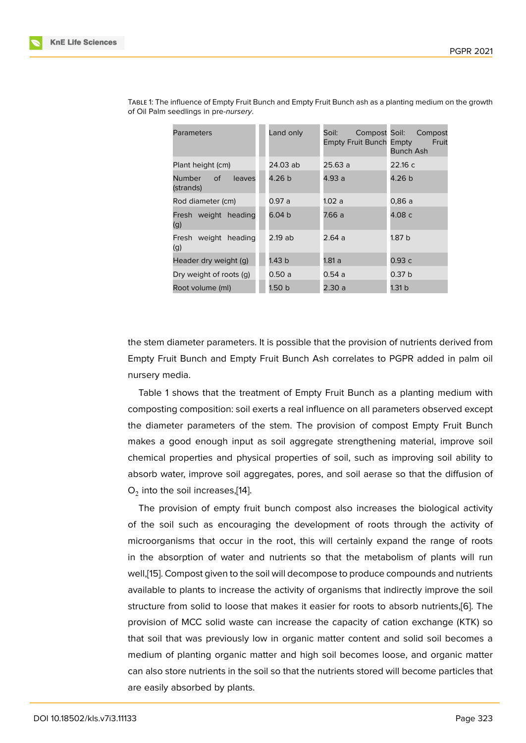Table 1: The influence of Empty Fruit Bunch and Empty Fruit Bunch ash as a planting medium on the growth of Oil Palm seedlings in pre-*nursery*.

| Parameters | Land only | Soil: Compost Empty Fruit Bunch | Soil: Compost Empty Fruit Bunch Ash |
|---|---|---|---|
| Plant height (cm) | 24.03 ab | 25.63 a | 22.16 c |
| Number of leaves (strands) | 4.26 b | 4.93 a | 4.26 b |
| Rod diameter (cm) | 0.97 a | 1.02 a | 0,86 a |
| Fresh weight heading (g) | 6.04 b | 7.66 a | 4.08 c |
| Fresh weight heading (g) | 2.19 ab | 2.64 a | 1.87 b |
| Header dry weight (g) | 1.43 b | 1.81 a | 0.93 c |
| Dry weight of roots (g) | 0.50 a | 0.54 a | 0.37 b |
| Root volume (ml) | 1.50 b | 2.30 a | 1.31 b |

the stem diameter parameters. It is possible that the provision of nutrients derived from Empty Fruit Bunch and Empty Fruit Bunch Ash correlates to PGPR added in palm oil nursery media.

Table 1 shows that the treatment of Empty Fruit Bunch as a planting medium with composting composition: soil exerts a real influence on all parameters observed except the diameter parameters of the stem. The provision of compost Empty Fruit Bunch makes a good enough input as soil aggregate strengthening material, improve soil chemical properties and physical properties of soil, such as improving soil ability to absorb water, improve soil aggregates, pores, and soil aerase so that the diffusion of $O_2$ into the soil increases,[14].

The provision of empty fruit bunch compost also increases the biological activity of the soil such as encouraging the development of roots through the activity of microorganisms that occur in the root, this will certainly expand the range of roots in the absorption of water and nutrients so that the metabolism of plants will run well,[15]. Compost given to the soil will decompose to produce compounds and nutrients available to plants to increase the activity of organisms that indirectly improve the soil structure from solid to loose that makes it easier for roots to absorb nutrients,[6]. The provision of MCC solid waste can increase the capacity of cation exchange (KTK) so that soil that was previously low in organic matter content and solid soil becomes a medium of planting organic matter and high soil becomes loose, and organic matter can also store nutrients in the soil so that the nutrients stored will become particles that are easily absorbed by plants.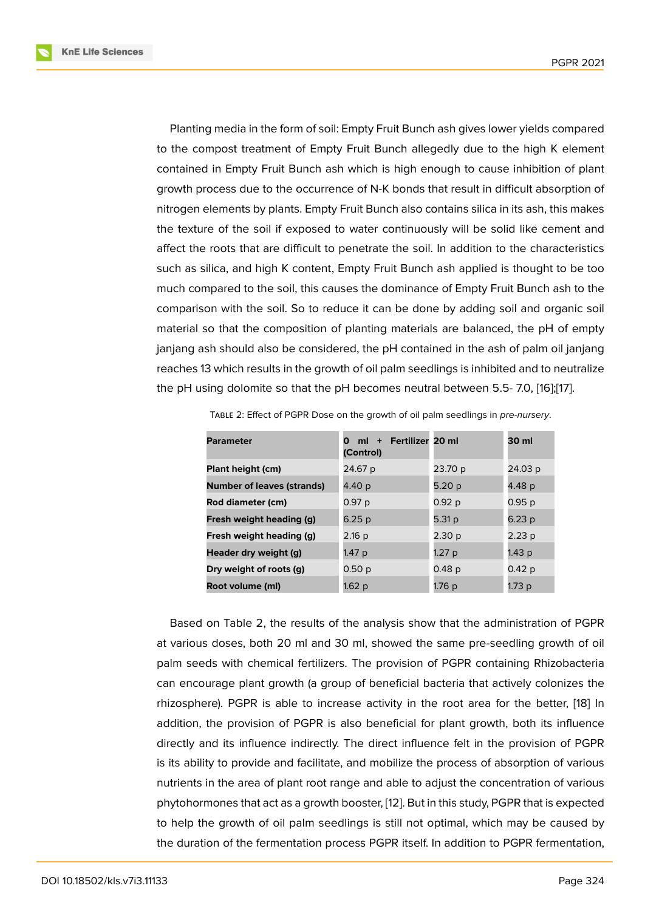Planting media in the form of soil: Empty Fruit Bunch ash gives lower yields compared to the compost treatment of Empty Fruit Bunch allegedly due to the high K element contained in Empty Fruit Bunch ash which is high enough to cause inhibition of plant growth process due to the occurrence of N-K bonds that result in difficult absorption of nitrogen elements by plants. Empty Fruit Bunch also contains silica in its ash, this makes the texture of the soil if exposed to water continuously will be solid like cement and affect the roots that are difficult to penetrate the soil. In addition to the characteristics such as silica, and high K content, Empty Fruit Bunch ash applied is thought to be too much compared to the soil, this causes the dominance of Empty Fruit Bunch ash to the comparison with the soil. So to reduce it can be done by adding soil and organic soil material so that the composition of planting materials are balanced, the pH of empty janjang ash should also be considered, the pH contained in the ash of palm oil janjang reaches 13 which results in the growth of oil palm seedlings is inhibited and to neutralize the pH using dolomite so that the pH becomes neutral between 5.5- 7.0, [16];[17].

Table 2: Effect of PGPR Dose on the growth of oil palm seedlings in *pre-nursery*.

| Parameter | 0 ml + Fertilizer (Control) | 20 ml | 30 ml |
|---|---|---|---|
| **Plant height (cm)** | 24.67 p | 23.70 p | 24.03 p |
| **Number of leaves (strands)** | 4.40 p | 5.20 p | 4.48 p |
| **Rod diameter (cm)** | 0.97 p | 0.92 p | 0.95 p |
| **Fresh weight heading (g)** | 6.25 p | 5.31 p | 6.23 p |
| **Fresh weight heading (g)** | 2.16 p | 2.30 p | 2.23 p |
| **Header dry weight (g)** | 1.47 p | 1.27 p | 1.43 p |
| **Dry weight of roots (g)** | 0.50 p | 0.48 p | 0.42 p |
| **Root volume (ml)** | 1.62 p | 1.76 p | 1.73 p |

Based on Table 2, the results of the analysis show that the administration of PGPR at various doses, both 20 ml and 30 ml, showed the same pre-seedling growth of oil palm seeds with chemical fertilizers. The provision of PGPR containing Rhizobacteria can encourage plant growth (a group of beneficial bacteria that actively colonizes the rhizosphere). PGPR is able to increase activity in the root area for the better, [18] In addition, the provision of PGPR is also beneficial for plant growth, both its influence directly and its influence indirectly. The direct influence felt in the provision of PGPR is its ability to provide and facilitate, and mobilize the process of absorption of various nutrients in the area of plant root range and able to adjust the concentration of various phytohormones that act as a growth booster, [12]. But in this study, PGPR that is expected to help the growth of oil palm seedlings is still not optimal, which may be caused by the duration of the fermentation process PGPR itself. In addition to PGPR fermentation,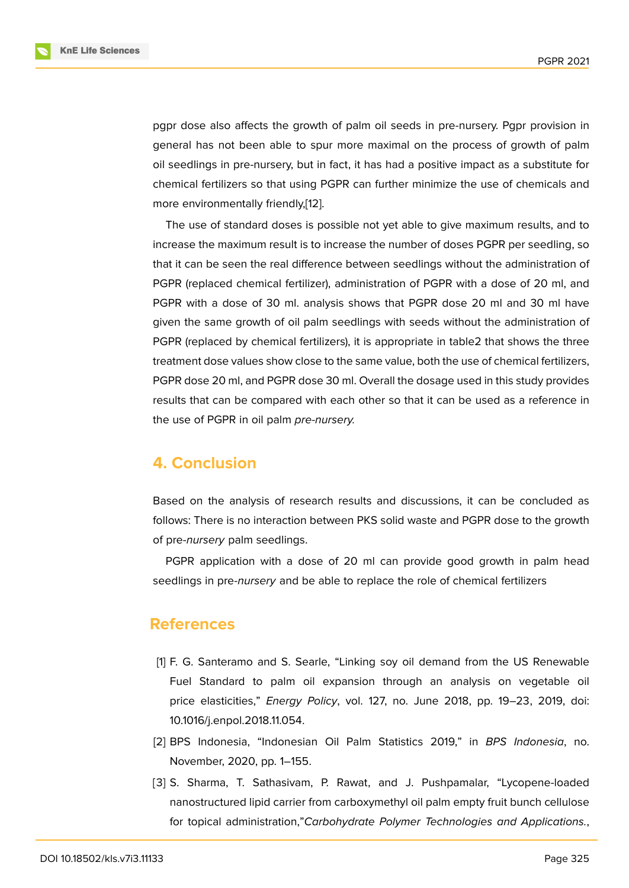pgpr dose also affects the growth of palm oil seeds in pre-nursery. Pgpr provision in general has not been able to spur more maximal on the process of growth of palm oil seedlings in pre-nursery, but in fact, it has had a positive impact as a substitute for chemical fertilizers so that using PGPR can further minimize the use of chemicals and more environmentally friendly,[12].

The use of standard doses is possible not yet able to give maximum results, and to increase the maximum result is to increase the number of doses PGPR per seedling, so that it can be seen the real difference between seedlings without the administration of PGPR (replaced chemical fertilizer), administration of PGPR with a dose of 20 ml, and PGPR with a dose of 30 ml. analysis shows that PGPR dose 20 ml and 30 ml have given the same growth of oil palm seedlings with seeds without the administration of PGPR (replaced by chemical fertilizers), it is appropriate in table2 that shows the three treatment dose values show close to the same value, both the use of chemical fertilizers, PGPR dose 20 ml, and PGPR dose 30 ml. Overall the dosage used in this study provides results that can be compared with each other so that it can be used as a reference in the use of PGPR in oil palm *pre-nursery.*

## 4. Conclusion

Based on the analysis of research results and discussions, it can be concluded as follows: There is no interaction between PKS solid waste and PGPR dose to the growth of pre-*nursery* palm seedlings.

PGPR application with a dose of 20 ml can provide good growth in palm head seedlings in pre-*nursery* and be able to replace the role of chemical fertilizers

## References

[1] F. G. Santeramo and S. Searle, "Linking soy oil demand from the US Renewable Fuel Standard to palm oil expansion through an analysis on vegetable oil price elasticities," *Energy Policy*, vol. 127, no. June 2018, pp. 19–23, 2019, doi: 10.1016/j.enpol.2018.11.054.

[2] BPS Indonesia, "Indonesian Oil Palm Statistics 2019," in *BPS Indonesia*, no. November, 2020, pp. 1–155.

[3] S. Sharma, T. Sathasivam, P. Rawat, and J. Pushpamalar, "Lycopene-loaded nanostructured lipid carrier from carboxymethyl oil palm empty fruit bunch cellulose for topical administration,"*Carbohydrate Polymer Technologies and Applications.*,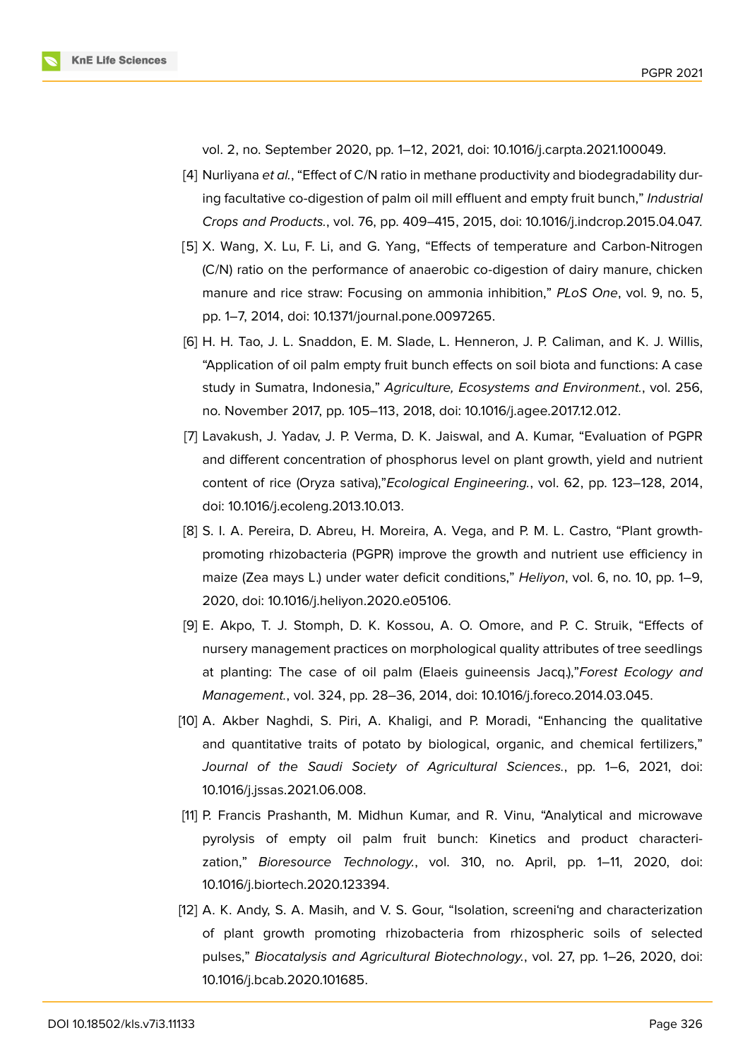vol. 2, no. September 2020, pp. 1–12, 2021, doi: 10.1016/j.carpta.2021.100049.

[4] Nurliyana *et al.*, "Effect of C/N ratio in methane productivity and biodegradability during facultative co-digestion of palm oil mill effluent and empty fruit bunch," *Industrial Crops and Products.*, vol. 76, pp. 409–415, 2015, doi: 10.1016/j.indcrop.2015.04.047.

[5] X. Wang, X. Lu, F. Li, and G. Yang, "Effects of temperature and Carbon-Nitrogen (C/N) ratio on the performance of anaerobic co-digestion of dairy manure, chicken manure and rice straw: Focusing on ammonia inhibition," *PLoS One*, vol. 9, no. 5, pp. 1–7, 2014, doi: 10.1371/journal.pone.0097265.

[6] H. H. Tao, J. L. Snaddon, E. M. Slade, L. Henneron, J. P. Caliman, and K. J. Willis, "Application of oil palm empty fruit bunch effects on soil biota and functions: A case study in Sumatra, Indonesia," *Agriculture, Ecosystems and Environment.*, vol. 256, no. November 2017, pp. 105–113, 2018, doi: 10.1016/j.agee.2017.12.012.

[7] Lavakush, J. Yadav, J. P. Verma, D. K. Jaiswal, and A. Kumar, "Evaluation of PGPR and different concentration of phosphorus level on plant growth, yield and nutrient content of rice (Oryza sativa),"*Ecological Engineering.*, vol. 62, pp. 123–128, 2014, doi: 10.1016/j.ecoleng.2013.10.013.

[8] S. I. A. Pereira, D. Abreu, H. Moreira, A. Vega, and P. M. L. Castro, "Plant growth-promoting rhizobacteria (PGPR) improve the growth and nutrient use efficiency in maize (Zea mays L.) under water deficit conditions," *Heliyon*, vol. 6, no. 10, pp. 1–9, 2020, doi: 10.1016/j.heliyon.2020.e05106.

[9] E. Akpo, T. J. Stomph, D. K. Kossou, A. O. Omore, and P. C. Struik, "Effects of nursery management practices on morphological quality attributes of tree seedlings at planting: The case of oil palm (Elaeis guineensis Jacq.),"*Forest Ecology and Management.*, vol. 324, pp. 28–36, 2014, doi: 10.1016/j.foreco.2014.03.045.

[10] A. Akber Naghdi, S. Piri, A. Khaligi, and P. Moradi, "Enhancing the qualitative and quantitative traits of potato by biological, organic, and chemical fertilizers," *Journal of the Saudi Society of Agricultural Sciences.*, pp. 1–6, 2021, doi: 10.1016/j.jssas.2021.06.008.

[11] P. Francis Prashanth, M. Midhun Kumar, and R. Vinu, "Analytical and microwave pyrolysis of empty oil palm fruit bunch: Kinetics and product characterization," *Bioresource Technology.*, vol. 310, no. April, pp. 1–11, 2020, doi: 10.1016/j.biortech.2020.123394.

[12] A. K. Andy, S. A. Masih, and V. S. Gour, "Isolation, screeni'ng and characterization of plant growth promoting rhizobacteria from rhizospheric soils of selected pulses," *Biocatalysis and Agricultural Biotechnology.*, vol. 27, pp. 1–26, 2020, doi: 10.1016/j.bcab.2020.101685.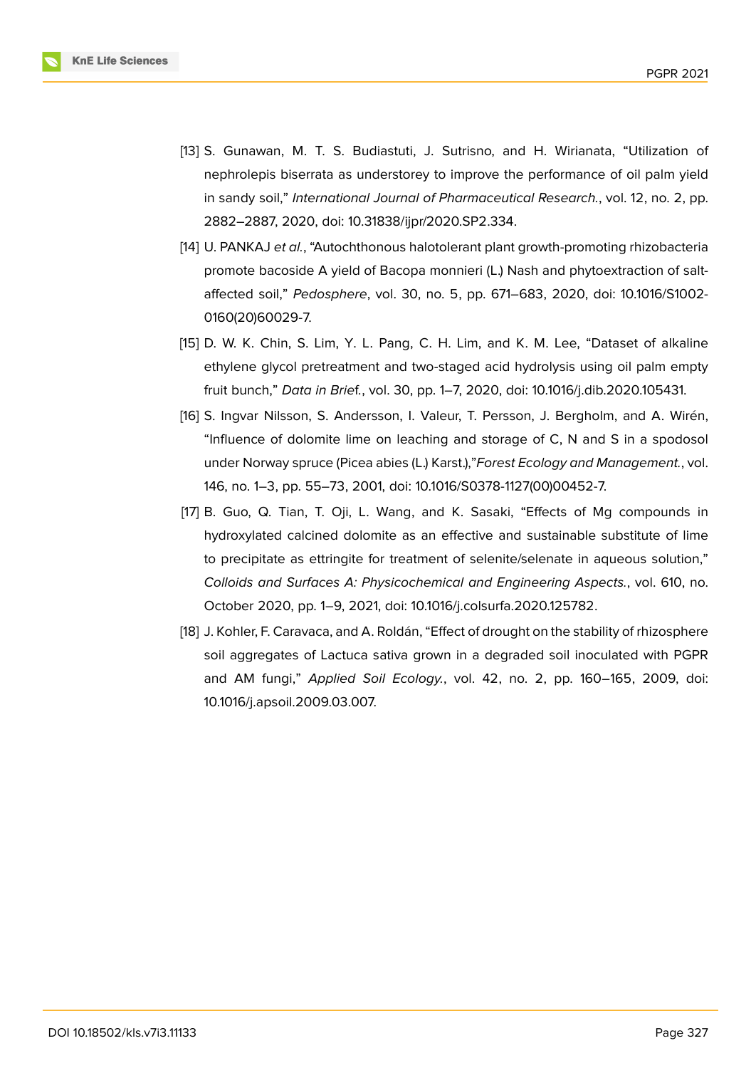[13] S. Gunawan, M. T. S. Budiastuti, J. Sutrisno, and H. Wirianata, "Utilization of nephrolepis biserrata as understorey to improve the performance of oil palm yield in sandy soil," *International Journal of Pharmaceutical Research.*, vol. 12, no. 2, pp. 2882–2887, 2020, doi: 10.31838/ijpr/2020.SP2.334.

[14] U. PANKAJ *et al.*, "Autochthonous halotolerant plant growth-promoting rhizobacteria promote bacoside A yield of Bacopa monnieri (L.) Nash and phytoextraction of salt-affected soil," *Pedosphere*, vol. 30, no. 5, pp. 671–683, 2020, doi: 10.1016/S1002-0160(20)60029-7.

[15] D. W. K. Chin, S. Lim, Y. L. Pang, C. H. Lim, and K. M. Lee, "Dataset of alkaline ethylene glycol pretreatment and two-staged acid hydrolysis using oil palm empty fruit bunch," *Data in Brief.*, vol. 30, pp. 1–7, 2020, doi: 10.1016/j.dib.2020.105431.

[16] S. Ingvar Nilsson, S. Andersson, I. Valeur, T. Persson, J. Bergholm, and A. Wirén, "Influence of dolomite lime on leaching and storage of C, N and S in a spodosol under Norway spruce (Picea abies (L.) Karst.),"*Forest Ecology and Management.*, vol. 146, no. 1–3, pp. 55–73, 2001, doi: 10.1016/S0378-1127(00)00452-7.

[17] B. Guo, Q. Tian, T. Oji, L. Wang, and K. Sasaki, "Effects of Mg compounds in hydroxylated calcined dolomite as an effective and sustainable substitute of lime to precipitate as ettringite for treatment of selenite/selenate in aqueous solution," *Colloids and Surfaces A: Physicochemical and Engineering Aspects.*, vol. 610, no. October 2020, pp. 1–9, 2021, doi: 10.1016/j.colsurfa.2020.125782.

[18] J. Kohler, F. Caravaca, and A. Roldán, "Effect of drought on the stability of rhizosphere soil aggregates of Lactuca sativa grown in a degraded soil inoculated with PGPR and AM fungi," *Applied Soil Ecology.*, vol. 42, no. 2, pp. 160–165, 2009, doi: 10.1016/j.apsoil.2009.03.007.